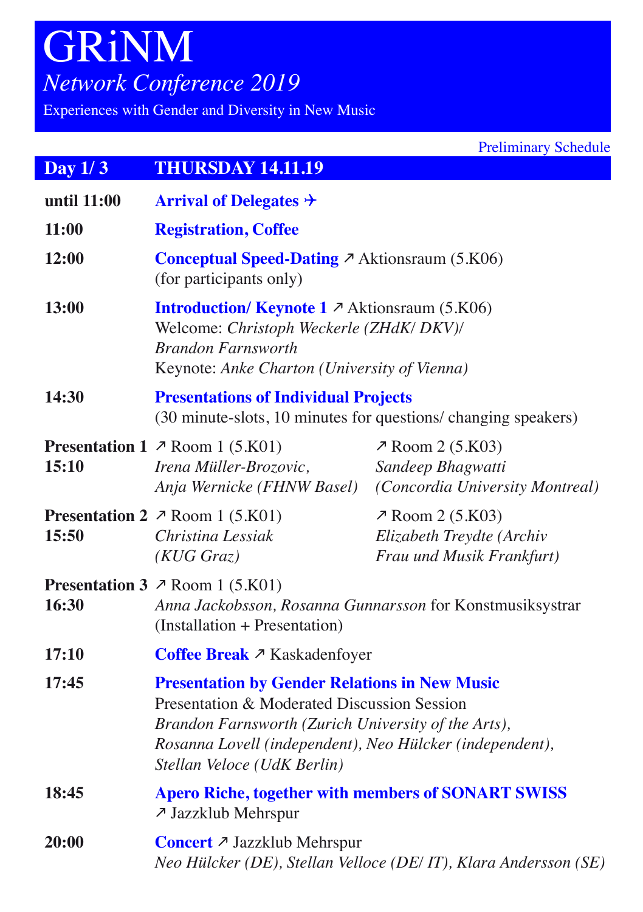# GRiNM

## *Network Conference 2019*

Experiences with Gender and Diversity in New Music

Preliminary Schedule

## Day 1/ 3 — THURSDAY 14.11.19

**until 11:00** — **Arrival of Delegates** ✈

**11:00** — **Registration, Coffee**

**12:00** — **Conceptual Speed-Dating** ↗ Aktionsraum (5.K06)
(for participants only)

**13:00** — **Introduction/ Keynote 1** ↗ Aktionsraum (5.K06)
Welcome: *Christoph Weckerle (ZHdK/ DKV)/ Brandon Farnsworth*
Keynote: *Anke Charton (University of Vienna)*

**14:30** — **Presentations of Individual Projects**
(30 minute-slots, 10 minutes for questions/ changing speakers)

**Presentation 1 — 15:10**
- ↗ Room 1 (5.K01): *Irena Müller-Brozovic, Anja Wernicke (FHNW Basel)*
- ↗ Room 2 (5.K03): *Sandeep Bhagwatti (Concordia University Montreal)*

**Presentation 2 — 15:50**
- ↗ Room 1 (5.K01): *Christina Lessiak (KUG Graz)*
- ↗ Room 2 (5.K03): *Elizabeth Treydte (Archiv Frau und Musik Frankfurt)*

**Presentation 3 — 16:30**
- ↗ Room 1 (5.K01): *Anna Jackobsson, Rosanna Gunnarsson* for Konstmusiksystrar (Installation + Presentation)

**17:10** — **Coffee Break** ↗ Kaskadenfoyer

**17:45** — **Presentation by Gender Relations in New Music**
Presentation & Moderated Discussion Session
*Brandon Farnsworth (Zurich University of the Arts), Rosanna Lovell (independent), Neo Hülcker (independent), Stellan Veloce (UdK Berlin)*

**18:45** — **Apero Riche, together with members of SONART SWISS**
↗ Jazzklub Mehrspur

**20:00** — **Concert** ↗ Jazzklub Mehrspur
*Neo Hülcker (DE), Stellan Velloce (DE/ IT), Klara Andersson (SE)*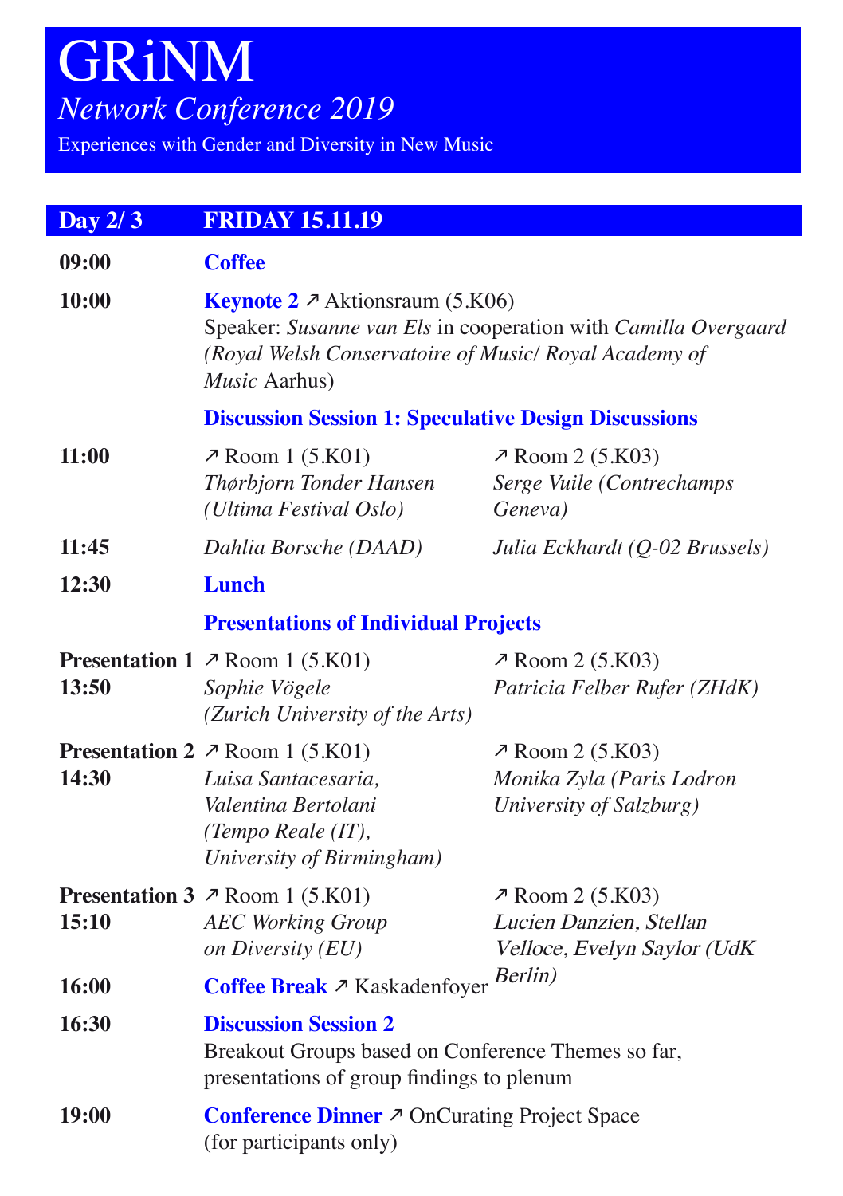# GRiNM

*Network Conference 2019*

Experiences with Gender and Diversity in New Music

## Day 2/ 3 — FRIDAY 15.11.19

**09:00** — **Coffee**

**10:00** — **Keynote 2** ↗ Aktionsraum (5.K06)
Speaker: *Susanne van Els* in cooperation with *Camilla Overgaard (Royal Welsh Conservatoire of Music/ Royal Academy of Music* Aarhus)

**Discussion Session 1: Speculative Design Discussions**

| Time | ↗ Room 1 (5.K01) | ↗ Room 2 (5.K03) |
|---|---|---|
| 11:00 | *Thørbjorn Tonder Hansen (Ultima Festival Oslo)* | *Serge Vuile (Contrechamps Geneva)* |
| 11:45 | *Dahlia Borsche (DAAD)* | *Julia Eckhardt (Q-02 Brussels)* |

**12:30** — **Lunch**

**Presentations of Individual Projects**

| Time | ↗ Room 1 (5.K01) | ↗ Room 2 (5.K03) |
|---|---|---|
| Presentation 1 13:50 | *Sophie Vögele (Zurich University of the Arts)* | *Patricia Felber Rufer (ZHdK)* |
| Presentation 2 14:30 | *Luisa Santacesaria, Valentina Bertolani (Tempo Reale (IT), University of Birmingham)* | *Monika Zyla (Paris Lodron University of Salzburg)* |
| Presentation 3 15:10 | *AEC Working Group on Diversity (EU)* | *Lucien Danzien, Stellan Velloce, Evelyn Saylor (UdK Berlin)* |

**16:00** — **Coffee Break** ↗ Kaskadenfoyer

**16:30** — **Discussion Session 2**
Breakout Groups based on Conference Themes so far, presentations of group findings to plenum

**19:00** — **Conference Dinner** ↗ OnCurating Project Space
(for participants only)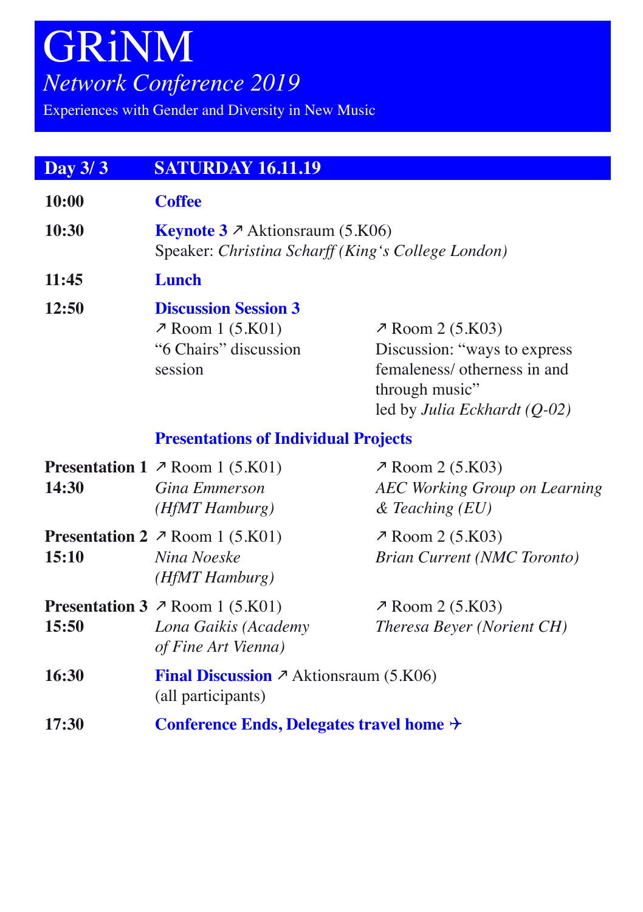# GRiNM

## *Network Conference 2019*

Experiences with Gender and Diversity in New Music

## Day 3/ 3 SATURDAY 16.11.19

**10:00** **Coffee**

**10:30** **Keynote 3** ↗ Aktionsraum (5.K06)
Speaker: *Christina Scharff (King's College London)*

**11:45** **Lunch**

**12:50** **Discussion Session 3**

↗ Room 1 (5.K01)
"6 Chairs" discussion session

↗ Room 2 (5.K03)
Discussion: "ways to express femaleness/ otherness in and through music"
led by *Julia Eckhardt (Q-02)*

**Presentations of Individual Projects**

| | ↗ Room 1 (5.K01) | ↗ Room 2 (5.K03) |
|---|---|---|
| **Presentation 1** **14:30** | *Gina Emmerson (HfMT Hamburg)* | *AEC Working Group on Learning & Teaching (EU)* |
| **Presentation 2** **15:10** | *Nina Noeske (HfMT Hamburg)* | *Brian Current (NMC Toronto)* |
| **Presentation 3** **15:50** | *Lona Gaikis (Academy of Fine Art Vienna)* | *Theresa Beyer (Norient CH)* |

**16:30** **Final Discussion** ↗ Aktionsraum (5.K06)
(all participants)

**17:30** **Conference Ends, Delegates travel home** ✈